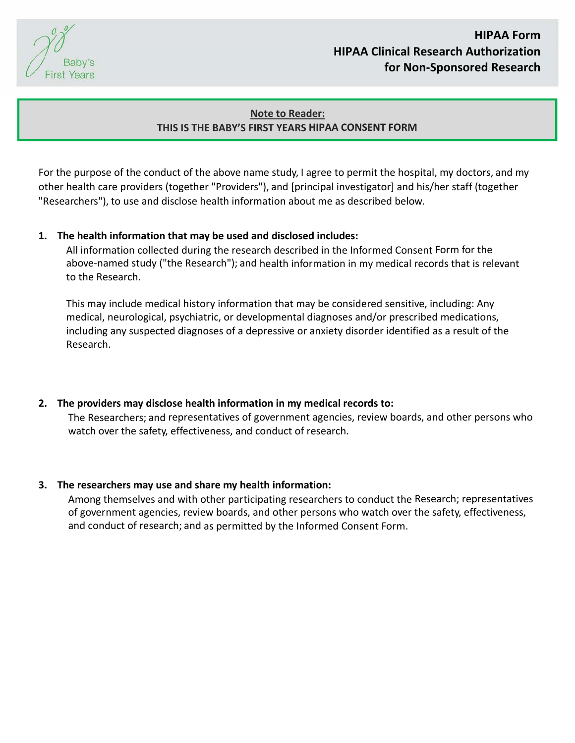# HIPAA Form
## HIPAA Clinical Research Authorization for Non-Sponsored Research

**Note to Reader:**
**THIS IS THE BABY'S FIRST YEARS HIPAA CONSENT FORM**

For the purpose of the conduct of the above name study, I agree to permit the hospital, my doctors, and my other health care providers (together "Providers"), and [principal investigator] and his/her staff (together "Researchers"), to use and disclose health information about me as described below.

1. **The health information that may be used and disclosed includes:**
   All information collected during the research described in the Informed Consent Form for the above-named study ("the Research"); and health information in my medical records that is relevant to the Research.

   This may include medical history information that may be considered sensitive, including: Any medical, neurological, psychiatric, or developmental diagnoses and/or prescribed medications, including any suspected diagnoses of a depressive or anxiety disorder identified as a result of the Research.

2. **The providers may disclose health information in my medical records to:**
   The Researchers; and representatives of government agencies, review boards, and other persons who watch over the safety, effectiveness, and conduct of research.

3. **The researchers may use and share my health information:**
   Among themselves and with other participating researchers to conduct the Research; representatives of government agencies, review boards, and other persons who watch over the safety, effectiveness, and conduct of research; and as permitted by the Informed Consent Form.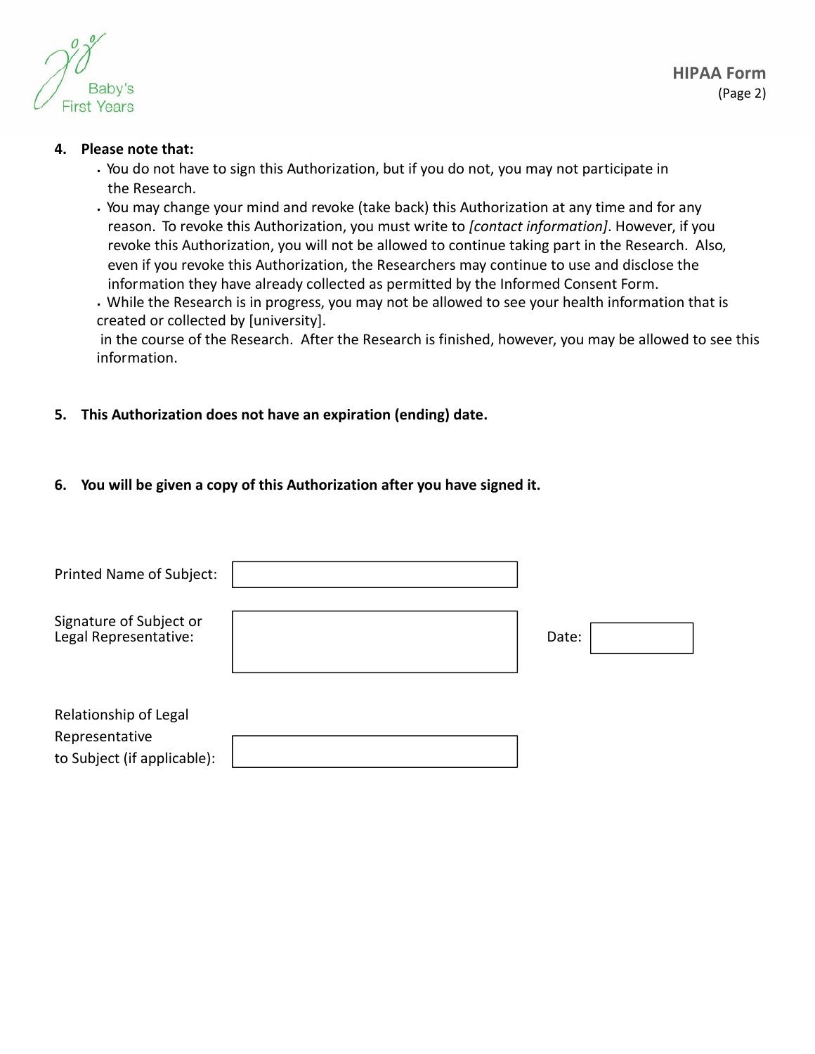4. **Please note that:**
   - You do not have to sign this Authorization, but if you do not, you may not participate in the Research.
   - You may change your mind and revoke (take back) this Authorization at any time and for any reason. To revoke this Authorization, you must write to *[contact information]*. However, if you revoke this Authorization, you will not be allowed to continue taking part in the Research. Also, even if you revoke this Authorization, the Researchers may continue to use and disclose the information they have already collected as permitted by the Informed Consent Form.
   - While the Research is in progress, you may not be allowed to see your health information that is created or collected by [university].
     in the course of the Research. After the Research is finished, however, you may be allowed to see this information.

5. **This Authorization does not have an expiration (ending) date.**

6. **You will be given a copy of this Authorization after you have signed it.**

Printed Name of Subject: ____________________

Signature of Subject or Legal Representative: ____________________ Date: __________

Relationship of Legal Representative to Subject (if applicable): ____________________